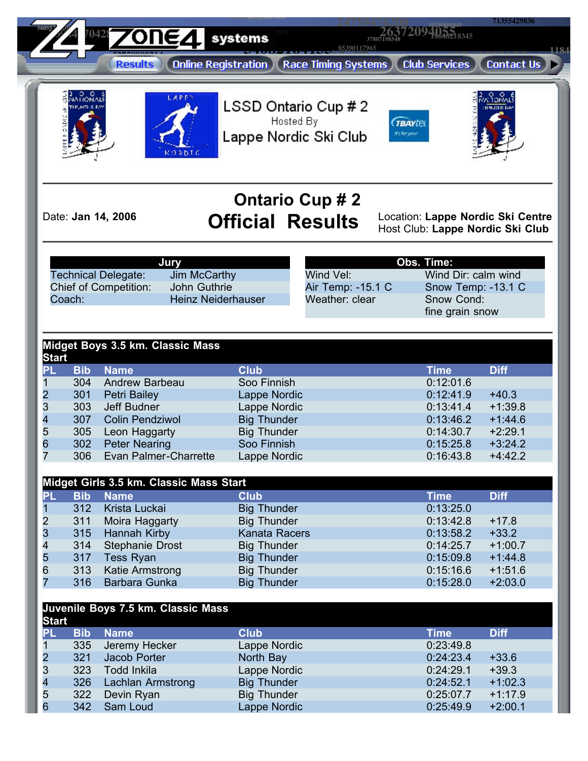Results | Online Registration | Race Timing Systems | Club Services | Contact Us

# LSSD Ontario Cup # 2

Hosted By

Lappe Nordic Ski Club

## Ontario Cup # 2

## Official Results

Date: **Jan 14, 2006**

Location: **Lappe Nordic Ski Centre**
Host Club: **Lappe Nordic Ski Club**

| Jury | |
|---|---|
| Technical Delegate: | Jim McCarthy |
| Chief of Competition: | John Guthrie |
| Coach: | Heinz Neiderhauser |

| Obs. Time: | |
|---|---|
| Wind Vel: | Wind Dir: calm wind |
| Air Temp: -15.1 C | Snow Temp: -13.1 C |
| Weather: clear | Snow Cond: fine grain snow |

**Midget Boys 3.5 km. Classic Mass Start**

| PL | Bib | Name | Club | Time | Diff |
|---|---|---|---|---|---|
| 1 | 304 | Andrew Barbeau | Soo Finnish | 0:12:01.6 | |
| 2 | 301 | Petri Bailey | Lappe Nordic | 0:12:41.9 | +40.3 |
| 3 | 303 | Jeff Budner | Lappe Nordic | 0:13:41.4 | +1:39.8 |
| 4 | 307 | Colin Pendziwol | Big Thunder | 0:13:46.2 | +1:44.6 |
| 5 | 305 | Leon Haggarty | Big Thunder | 0:14:30.7 | +2:29.1 |
| 6 | 302 | Peter Nearing | Soo Finnish | 0:15:25.8 | +3:24.2 |
| 7 | 306 | Evan Palmer-Charrette | Lappe Nordic | 0:16:43.8 | +4:42.2 |

**Midget Girls 3.5 km. Classic Mass Start**

| PL | Bib | Name | Club | Time | Diff |
|---|---|---|---|---|---|
| 1 | 312 | Krista Luckai | Big Thunder | 0:13:25.0 | |
| 2 | 311 | Moira Haggarty | Big Thunder | 0:13:42.8 | +17.8 |
| 3 | 315 | Hannah Kirby | Kanata Racers | 0:13:58.2 | +33.2 |
| 4 | 314 | Stephanie Drost | Big Thunder | 0:14:25.7 | +1:00.7 |
| 5 | 317 | Tess Ryan | Big Thunder | 0:15:09.8 | +1:44.8 |
| 6 | 313 | Katie Armstrong | Big Thunder | 0:15:16.6 | +1:51.6 |
| 7 | 316 | Barbara Gunka | Big Thunder | 0:15:28.0 | +2:03.0 |

**Juvenile Boys 7.5 km. Classic Mass Start**

| PL | Bib | Name | Club | Time | Diff |
|---|---|---|---|---|---|
| 1 | 335 | Jeremy Hecker | Lappe Nordic | 0:23:49.8 | |
| 2 | 321 | Jacob Porter | North Bay | 0:24:23.4 | +33.6 |
| 3 | 323 | Todd Inkila | Lappe Nordic | 0:24:29.1 | +39.3 |
| 4 | 326 | Lachlan Armstrong | Big Thunder | 0:24:52.1 | +1:02.3 |
| 5 | 322 | Devin Ryan | Big Thunder | 0:25:07.7 | +1:17.9 |
| 6 | 342 | Sam Loud | Lappe Nordic | 0:25:49.9 | +2:00.1 |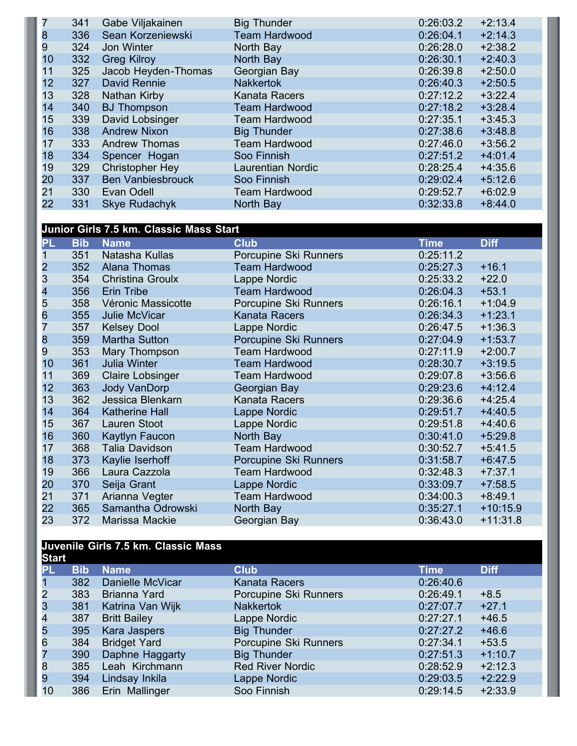| PL | Bib | Name | Club | Time | Diff |
|---|---|---|---|---|---|
| 7 | 341 | Gabe Viljakainen | Big Thunder | 0:26:03.2 | +2:13.4 |
| 8 | 336 | Sean Korzeniewski | Team Hardwood | 0:26:04.1 | +2:14.3 |
| 9 | 324 | Jon Winter | North Bay | 0:26:28.0 | +2:38.2 |
| 10 | 332 | Greg Kilroy | North Bay | 0:26:30.1 | +2:40.3 |
| 11 | 325 | Jacob Heyden-Thomas | Georgian Bay | 0:26:39.8 | +2:50.0 |
| 12 | 327 | David Rennie | Nakkertok | 0:26:40.3 | +2:50.5 |
| 13 | 328 | Nathan Kirby | Kanata Racers | 0:27:12.2 | +3:22.4 |
| 14 | 340 | BJ Thompson | Team Hardwood | 0:27:18.2 | +3:28.4 |
| 15 | 339 | David Lobsinger | Team Hardwood | 0:27:35.1 | +3:45.3 |
| 16 | 338 | Andrew Nixon | Big Thunder | 0:27:38.6 | +3:48.8 |
| 17 | 333 | Andrew Thomas | Team Hardwood | 0:27:46.0 | +3:56.2 |
| 18 | 334 | Spencer Hogan | Soo Finnish | 0:27:51.2 | +4:01.4 |
| 19 | 329 | Christopher Hey | Laurentian Nordic | 0:28:25.4 | +4:35.6 |
| 20 | 337 | Ben Vanbiesbrouck | Soo Finnish | 0:29:02.4 | +5:12.6 |
| 21 | 330 | Evan Odell | Team Hardwood | 0:29:52.7 | +6:02.9 |
| 22 | 331 | Skye Rudachyk | North Bay | 0:32:33.8 | +8:44.0 |

## Junior Girls 7.5 km. Classic Mass Start

| PL | Bib | Name | Club | Time | Diff |
|---|---|---|---|---|---|
| 1 | 351 | Natasha Kullas | Porcupine Ski Runners | 0:25:11.2 | |
| 2 | 352 | Alana Thomas | Team Hardwood | 0:25:27.3 | +16.1 |
| 3 | 354 | Christina Groulx | Lappe Nordic | 0:25:33.2 | +22.0 |
| 4 | 356 | Erin Tribe | Team Hardwood | 0:26:04.3 | +53.1 |
| 5 | 358 | Véronic Massicotte | Porcupine Ski Runners | 0:26:16.1 | +1:04.9 |
| 6 | 355 | Julie McVicar | Kanata Racers | 0:26:34.3 | +1:23.1 |
| 7 | 357 | Kelsey Dool | Lappe Nordic | 0:26:47.5 | +1:36.3 |
| 8 | 359 | Martha Sutton | Porcupine Ski Runners | 0:27:04.9 | +1:53.7 |
| 9 | 353 | Mary Thompson | Team Hardwood | 0:27:11.9 | +2:00.7 |
| 10 | 361 | Julia Winter | Team Hardwood | 0:28:30.7 | +3:19.5 |
| 11 | 369 | Claire Lobsinger | Team Hardwood | 0:29:07.8 | +3:56.6 |
| 12 | 363 | Jody VanDorp | Georgian Bay | 0:29:23.6 | +4:12.4 |
| 13 | 362 | Jessica Blenkarn | Kanata Racers | 0:29:36.6 | +4:25.4 |
| 14 | 364 | Katherine Hall | Lappe Nordic | 0:29:51.7 | +4:40.5 |
| 15 | 367 | Lauren Stoot | Lappe Nordic | 0:29:51.8 | +4:40.6 |
| 16 | 360 | Kaytlyn Faucon | North Bay | 0:30:41.0 | +5:29.8 |
| 17 | 368 | Talia Davidson | Team Hardwood | 0:30:52.7 | +5:41.5 |
| 18 | 373 | Kaylie Iserhoff | Porcupine Ski Runners | 0:31:58.7 | +6:47.5 |
| 19 | 366 | Laura Cazzola | Team Hardwood | 0:32:48.3 | +7:37.1 |
| 20 | 370 | Seija Grant | Lappe Nordic | 0:33:09.7 | +7:58.5 |
| 21 | 371 | Arianna Vegter | Team Hardwood | 0:34:00.3 | +8:49.1 |
| 22 | 365 | Samantha Odrowski | North Bay | 0:35:27.1 | +10:15.9 |
| 23 | 372 | Marissa Mackie | Georgian Bay | 0:36:43.0 | +11:31.8 |

## Juvenile Girls 7.5 km. Classic Mass Start

| PL | Bib | Name | Club | Time | Diff |
|---|---|---|---|---|---|
| 1 | 382 | Danielle McVicar | Kanata Racers | 0:26:40.6 | |
| 2 | 383 | Brianna Yard | Porcupine Ski Runners | 0:26:49.1 | +8.5 |
| 3 | 381 | Katrina Van Wijk | Nakkertok | 0:27:07.7 | +27.1 |
| 4 | 387 | Britt Bailey | Lappe Nordic | 0:27:27.1 | +46.5 |
| 5 | 395 | Kara Jaspers | Big Thunder | 0:27:27.2 | +46.6 |
| 6 | 384 | Bridget Yard | Porcupine Ski Runners | 0:27:34.1 | +53.5 |
| 7 | 390 | Daphne Haggarty | Big Thunder | 0:27:51.3 | +1:10.7 |
| 8 | 385 | Leah Kirchmann | Red River Nordic | 0:28:52.9 | +2:12.3 |
| 9 | 394 | Lindsay Inkila | Lappe Nordic | 0:29:03.5 | +2:22.9 |
| 10 | 386 | Erin Mallinger | Soo Finnish | 0:29:14.5 | +2:33.9 |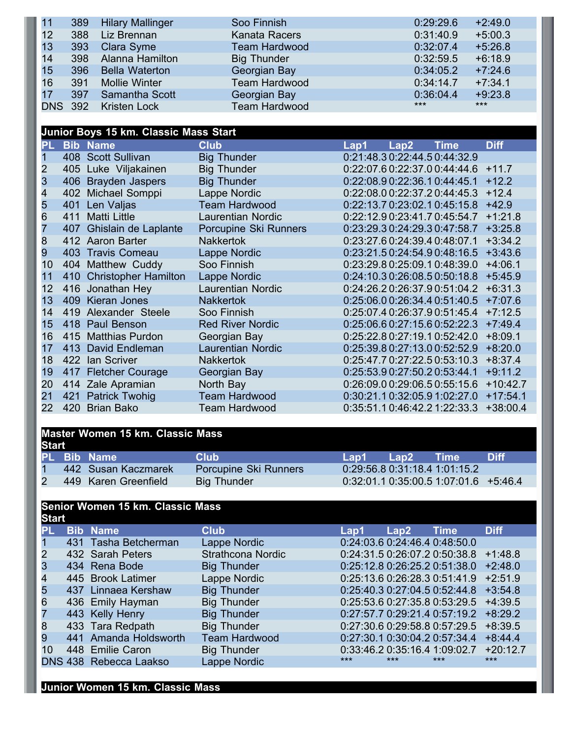| PL | Bib | Name | Club | Time | Diff |
|---|---|---|---|---|---|
| 11 | 389 | Hilary Mallinger | Soo Finnish | 0:29:29.6 | +2:49.0 |
| 12 | 388 | Liz Brennan | Kanata Racers | 0:31:40.9 | +5:00.3 |
| 13 | 393 | Clara Syme | Team Hardwood | 0:32:07.4 | +5:26.8 |
| 14 | 398 | Alanna Hamilton | Big Thunder | 0:32:59.5 | +6:18.9 |
| 15 | 396 | Bella Waterton | Georgian Bay | 0:34:05.2 | +7:24.6 |
| 16 | 391 | Mollie Winter | Team Hardwood | 0:34:14.7 | +7:34.1 |
| 17 | 397 | Samantha Scott | Georgian Bay | 0:36:04.4 | +9:23.8 |
| DNS | 392 | Kristen Lock | Team Hardwood | *** | *** |

## Junior Boys 15 km. Classic Mass Start

| PL | Bib | Name | Club | Lap1 | Lap2 | Time | Diff |
|---|---|---|---|---|---|---|---|
| 1 | 408 | Scott Sullivan | Big Thunder | 0:21:48.3 | 0:22:44.5 | 0:44:32.9 | |
| 2 | 405 | Luke Viljakainen | Big Thunder | 0:22:07.6 | 0:22:37.0 | 0:44:44.6 | +11.7 |
| 3 | 406 | Brayden Jaspers | Big Thunder | 0:22:08.9 | 0:22:36.1 | 0:44:45.1 | +12.2 |
| 4 | 402 | Michael Somppi | Lappe Nordic | 0:22:08.0 | 0:22:37.2 | 0:44:45.3 | +12.4 |
| 5 | 401 | Len Valjas | Team Hardwood | 0:22:13.7 | 0:23:02.1 | 0:45:15.8 | +42.9 |
| 6 | 411 | Matti Little | Laurentian Nordic | 0:22:12.9 | 0:23:41.7 | 0:45:54.7 | +1:21.8 |
| 7 | 407 | Ghislain de Laplante | Porcupine Ski Runners | 0:23:29.3 | 0:24:29.3 | 0:47:58.7 | +3:25.8 |
| 8 | 412 | Aaron Barter | Nakkertok | 0:23:27.6 | 0:24:39.4 | 0:48:07.1 | +3:34.2 |
| 9 | 403 | Travis Comeau | Lappe Nordic | 0:23:21.5 | 0:24:54.9 | 0:48:16.5 | +3:43.6 |
| 10 | 404 | Matthew Cuddy | Soo Finnish | 0:23:29.8 | 0:25:09.1 | 0:48:39.0 | +4:06.1 |
| 11 | 410 | Christopher Hamilton | Lappe Nordic | 0:24:10.3 | 0:26:08.5 | 0:50:18.8 | +5:45.9 |
| 12 | 416 | Jonathan Hey | Laurentian Nordic | 0:24:26.2 | 0:26:37.9 | 0:51:04.2 | +6:31.3 |
| 13 | 409 | Kieran Jones | Nakkertok | 0:25:06.0 | 0:26:34.4 | 0:51:40.5 | +7:07.6 |
| 14 | 419 | Alexander Steele | Soo Finnish | 0:25:07.4 | 0:26:37.9 | 0:51:45.4 | +7:12.5 |
| 15 | 418 | Paul Benson | Red River Nordic | 0:25:06.6 | 0:27:15.6 | 0:52:22.3 | +7:49.4 |
| 16 | 415 | Matthias Purdon | Georgian Bay | 0:25:22.8 | 0:27:19.1 | 0:52:42.0 | +8:09.1 |
| 17 | 413 | David Endleman | Laurentian Nordic | 0:25:39.8 | 0:27:13.0 | 0:52:52.9 | +8:20.0 |
| 18 | 422 | Ian Scriver | Nakkertok | 0:25:47.7 | 0:27:22.5 | 0:53:10.3 | +8:37.4 |
| 19 | 417 | Fletcher Courage | Georgian Bay | 0:25:53.9 | 0:27:50.2 | 0:53:44.1 | +9:11.2 |
| 20 | 414 | Zale Apramian | North Bay | 0:26:09.0 | 0:29:06.5 | 0:55:15.6 | +10:42.7 |
| 21 | 421 | Patrick Twohig | Team Hardwood | 0:30:21.1 | 0:32:05.9 | 1:02:27.0 | +17:54.1 |
| 22 | 420 | Brian Bako | Team Hardwood | 0:35:51.1 | 0:46:42.2 | 1:22:33.3 | +38:00.4 |

## Master Women 15 km. Classic Mass Start

| PL | Bib | Name | Club | Lap1 | Lap2 | Time | Diff |
|---|---|---|---|---|---|---|---|
| 1 | 442 | Susan Kaczmarek | Porcupine Ski Runners | 0:29:56.8 | 0:31:18.4 | 1:01:15.2 | |
| 2 | 449 | Karen Greenfield | Big Thunder | 0:32:01.1 | 0:35:00.5 | 1:07:01.6 | +5:46.4 |

## Senior Women 15 km. Classic Mass Start

| PL | Bib | Name | Club | Lap1 | Lap2 | Time | Diff |
|---|---|---|---|---|---|---|---|
| 1 | 431 | Tasha Betcherman | Lappe Nordic | 0:24:03.6 | 0:24:46.4 | 0:48:50.0 | |
| 2 | 432 | Sarah Peters | Strathcona Nordic | 0:24:31.5 | 0:26:07.2 | 0:50:38.8 | +1:48.8 |
| 3 | 434 | Rena Bode | Big Thunder | 0:25:12.8 | 0:26:25.2 | 0:51:38.0 | +2:48.0 |
| 4 | 445 | Brook Latimer | Lappe Nordic | 0:25:13.6 | 0:26:28.3 | 0:51:41.9 | +2:51.9 |
| 5 | 437 | Linnaea Kershaw | Big Thunder | 0:25:40.3 | 0:27:04.5 | 0:52:44.8 | +3:54.8 |
| 6 | 436 | Emily Hayman | Big Thunder | 0:25:53.6 | 0:27:35.8 | 0:53:29.5 | +4:39.5 |
| 7 | 443 | Kelly Henry | Big Thunder | 0:27:57.7 | 0:29:21.4 | 0:57:19.2 | +8:29.2 |
| 8 | 433 | Tara Redpath | Big Thunder | 0:27:30.6 | 0:29:58.8 | 0:57:29.5 | +8:39.5 |
| 9 | 441 | Amanda Holdsworth | Team Hardwood | 0:27:30.1 | 0:30:04.2 | 0:57:34.4 | +8:44.4 |
| 10 | 448 | Emilie Caron | Big Thunder | 0:33:46.2 | 0:35:16.4 | 1:09:02.7 | +20:12.7 |
| DNS | 438 | Rebecca Laakso | Lappe Nordic | *** | *** | *** | *** |

## Junior Women 15 km. Classic Mass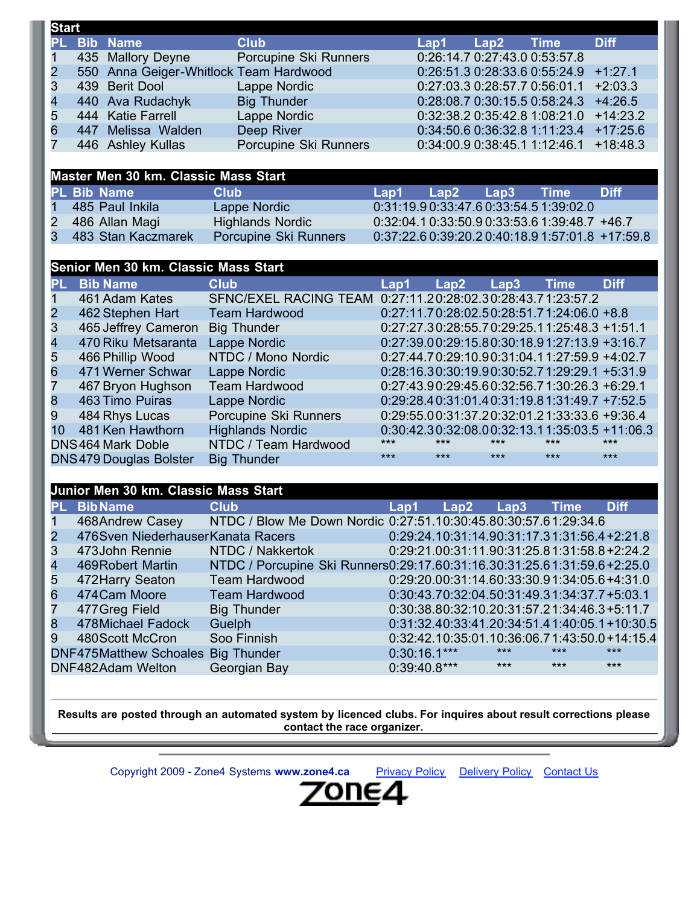## Start

| PL | Bib | Name | Club | Lap1 | Lap2 | Time | Diff |
|---|---|---|---|---|---|---|---|
| 1 | 435 | Mallory Deyne | Porcupine Ski Runners | 0:26:14.7 | 0:27:43.0 | 0:53:57.8 | |
| 2 | 550 | Anna Geiger-Whitlock | Team Hardwood | 0:26:51.3 | 0:28:33.6 | 0:55:24.9 | +1:27.1 |
| 3 | 439 | Berit Dool | Lappe Nordic | 0:27:03.3 | 0:28:57.7 | 0:56:01.1 | +2:03.3 |
| 4 | 440 | Ava Rudachyk | Big Thunder | 0:28:08.7 | 0:30:15.5 | 0:58:24.3 | +4:26.5 |
| 5 | 444 | Katie Farrell | Lappe Nordic | 0:32:38.2 | 0:35:42.8 | 1:08:21.0 | +14:23.2 |
| 6 | 447 | Melissa Walden | Deep River | 0:34:50.6 | 0:36:32.8 | 1:11:23.4 | +17:25.6 |
| 7 | 446 | Ashley Kullas | Porcupine Ski Runners | 0:34:00.9 | 0:38:45.1 | 1:12:46.1 | +18:48.3 |

## Master Men 30 km. Classic Mass Start

| PL | Bib | Name | Club | Lap1 | Lap2 | Lap3 | Time | Diff |
|---|---|---|---|---|---|---|---|---|
| 1 | 485 | Paul Inkila | Lappe Nordic | 0:31:19.9 | 0:33:47.6 | 0:33:54.5 | 1:39:02.0 | |
| 2 | 486 | Allan Magi | Highlands Nordic | 0:32:04.1 | 0:33:50.9 | 0:33:53.6 | 1:39:48.7 | +46.7 |
| 3 | 483 | Stan Kaczmarek | Porcupine Ski Runners | 0:37:22.6 | 0:39:20.2 | 0:40:18.9 | 1:57:01.8 | +17:59.8 |

## Senior Men 30 km. Classic Mass Start

| PL | Bib | Name | Club | Lap1 | Lap2 | Lap3 | Time | Diff |
|---|---|---|---|---|---|---|---|---|
| 1 | 461 | Adam Kates | SFNC/EXEL RACING TEAM | 0:27:11.2 | 0:28:02.3 | 0:28:43.7 | 1:23:57.2 | |
| 2 | 462 | Stephen Hart | Team Hardwood | 0:27:11.7 | 0:28:02.5 | 0:28:51.7 | 1:24:06.0 | +8.8 |
| 3 | 465 | Jeffrey Cameron | Big Thunder | 0:27:27.3 | 0:28:55.7 | 0:29:25.1 | 1:25:48.3 | +1:51.1 |
| 4 | 470 | Riku Metsaranta | Lappe Nordic | 0:27:39.0 | 0:29:15.8 | 0:30:18.9 | 1:27:13.9 | +3:16.7 |
| 5 | 466 | Phillip Wood | NTDC / Mono Nordic | 0:27:44.7 | 0:29:10.9 | 0:31:04.1 | 1:27:59.9 | +4:02.7 |
| 6 | 471 | Werner Schwar | Lappe Nordic | 0:28:16.3 | 0:30:19.9 | 0:30:52.7 | 1:29:29.1 | +5:31.9 |
| 7 | 467 | Bryon Hughson | Team Hardwood | 0:27:43.9 | 0:29:45.6 | 0:32:56.7 | 1:30:26.3 | +6:29.1 |
| 8 | 463 | Timo Puiras | Lappe Nordic | 0:29:28.4 | 0:31:01.4 | 0:31:19.8 | 1:31:49.7 | +7:52.5 |
| 9 | 484 | Rhys Lucas | Porcupine Ski Runners | 0:29:55.0 | 0:31:37.2 | 0:32:01.2 | 1:33:33.6 | +9:36.4 |
| 10 | 481 | Ken Hawthorn | Highlands Nordic | 0:30:42.3 | 0:32:08.0 | 0:32:13.1 | 1:35:03.5 | +11:06.3 |
| DNS | 464 | Mark Doble | NTDC / Team Hardwood | *** | *** | *** | *** | *** |
| DNS | 479 | Douglas Bolster | Big Thunder | *** | *** | *** | *** | *** |

## Junior Men 30 km. Classic Mass Start

| PL | Bib | Name | Club | Lap1 | Lap2 | Lap3 | Time | Diff |
|---|---|---|---|---|---|---|---|---|
| 1 | 468 | Andrew Casey | NTDC / Blow Me Down Nordic | 0:27:51.1 | 0:30:45.8 | 0:30:57.6 | 1:29:34.6 | |
| 2 | 476 | Sven Niederhauser | Kanata Racers | 0:29:24.1 | 0:31:14.9 | 0:31:17.3 | 1:31:56.4 | +2:21.8 |
| 3 | 473 | John Rennie | NTDC / Nakkertok | 0:29:21.0 | 0:31:11.9 | 0:31:25.8 | 1:31:58.8 | +2:24.2 |
| 4 | 469 | Robert Martin | NTDC / Porcupine Ski Runners | 0:29:17.6 | 0:31:16.3 | 0:31:25.6 | 1:31:59.6 | +2:25.0 |
| 5 | 472 | Harry Seaton | Team Hardwood | 0:29:20.0 | 0:31:14.6 | 0:33:30.9 | 1:34:05.6 | +4:31.0 |
| 6 | 474 | Cam Moore | Team Hardwood | 0:30:43.7 | 0:32:04.5 | 0:31:49.3 | 1:34:37.7 | +5:03.1 |
| 7 | 477 | Greg Field | Big Thunder | 0:30:38.8 | 0:32:10.2 | 0:31:57.2 | 1:34:46.3 | +5:11.7 |
| 8 | 478 | Michael Fadock | Guelph | 0:31:32.4 | 0:33:41.2 | 0:34:51.4 | 1:40:05.1 | +10:30.5 |
| 9 | 480 | Scott McCron | Soo Finnish | 0:32:42.1 | 0:35:01.1 | 0:36:06.7 | 1:43:50.0 | +14:15.4 |
| DNF | 475 | Matthew Schoales | Big Thunder | 0:30:16.1 | *** | *** | *** | *** |
| DNF | 482 | Adam Welton | Georgian Bay | 0:39:40.8 | *** | *** | *** | *** |

**Results are posted through an automated system by licenced clubs. For inquires about result corrections please contact the race organizer.**

Copyright 2009 - Zone4 Systems **www.zone4.ca** Privacy Policy Delivery Policy Contact Us

ZONE4